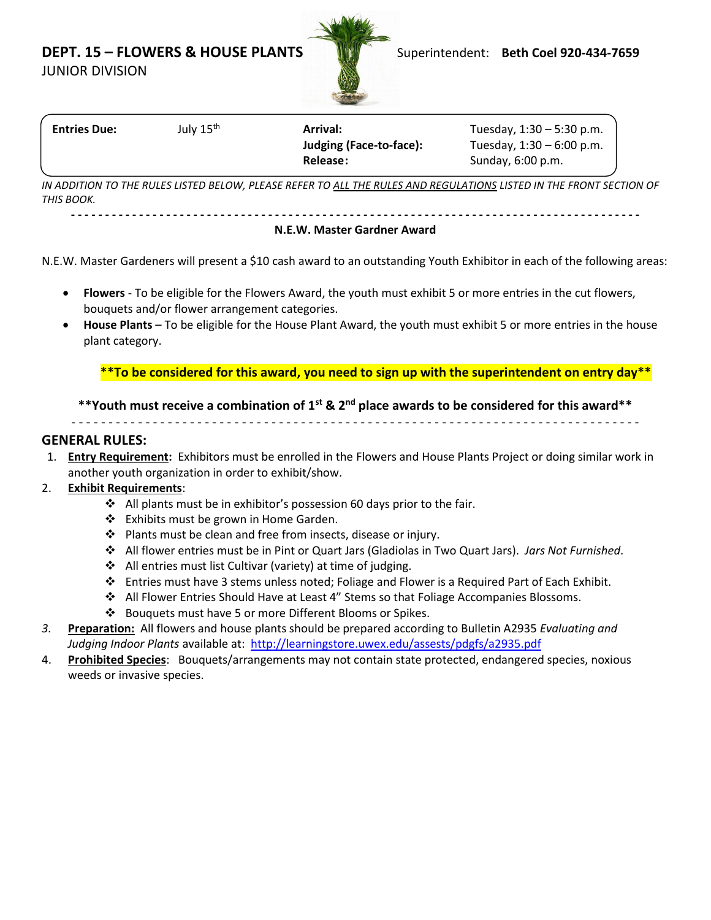## DEPT. 15 – FLOWERS & HOUSE PLANTS

JUNIOR DIVISION

Superintendent: **Beth Coel 920-434-7659**

| **Entries Due:** | July 15th | **Arrival:** | Tuesday, 1:30 – 5:30 p.m. |
|---|---|---|---|
| | | **Judging (Face-to-face):** | Tuesday, 1:30 – 6:00 p.m. |
| | | **Release:** | Sunday, 6:00 p.m. |

*IN ADDITION TO THE RULES LISTED BELOW, PLEASE REFER TO ALL THE RULES AND REGULATIONS LISTED IN THE FRONT SECTION OF THIS BOOK.*

---

**N.E.W. Master Gardner Award**

N.E.W. Master Gardeners will present a $10 cash award to an outstanding Youth Exhibitor in each of the following areas:

- **Flowers** - To be eligible for the Flowers Award, the youth must exhibit 5 or more entries in the cut flowers, bouquets and/or flower arrangement categories.
- **House Plants** – To be eligible for the House Plant Award, the youth must exhibit 5 or more entries in the house plant category.

**\*\*To be considered for this award, you need to sign up with the superintendent on entry day\*\***

**\*\*Youth must receive a combination of 1st & 2nd place awards to be considered for this award\*\***

---

### GENERAL RULES:

1. **Entry Requirement:** Exhibitors must be enrolled in the Flowers and House Plants Project or doing similar work in another youth organization in order to exhibit/show.
2. **Exhibit Requirements**:
   - All plants must be in exhibitor's possession 60 days prior to the fair.
   - Exhibits must be grown in Home Garden.
   - Plants must be clean and free from insects, disease or injury.
   - All flower entries must be in Pint or Quart Jars (Gladiolas in Two Quart Jars). *Jars Not Furnished*.
   - All entries must list Cultivar (variety) at time of judging.
   - Entries must have 3 stems unless noted; Foliage and Flower is a Required Part of Each Exhibit.
   - All Flower Entries Should Have at Least 4" Stems so that Foliage Accompanies Blossoms.
   - Bouquets must have 5 or more Different Blooms or Spikes.
3. **Preparation:** All flowers and house plants should be prepared according to Bulletin A2935 *Evaluating and Judging Indoor Plants* available at: http://learningstore.uwex.edu/assests/pdgfs/a2935.pdf
4. **Prohibited Species**: Bouquets/arrangements may not contain state protected, endangered species, noxious weeds or invasive species.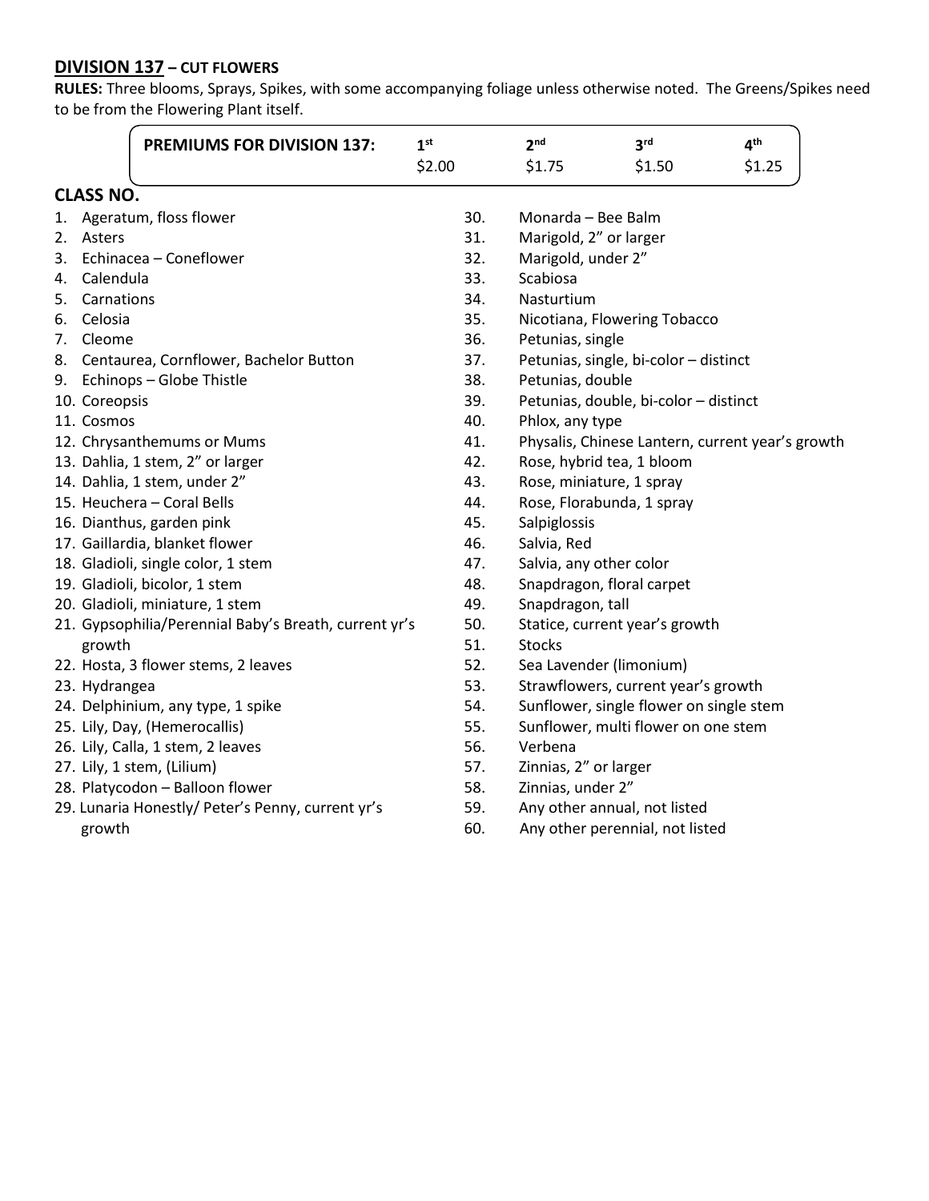## DIVISION 137 – CUT FLOWERS

**RULES:** Three blooms, Sprays, Spikes, with some accompanying foliage unless otherwise noted. The Greens/Spikes need to be from the Flowering Plant itself.

| PREMIUMS FOR DIVISION 137: | 1st | 2nd | 3rd | 4th |
|---|---|---|---|---|
| | $2.00 | $1.75 | $1.50 | $1.25 |

### CLASS NO.

1. Ageratum, floss flower
2. Asters
3. Echinacea – Coneflower
4. Calendula
5. Carnations
6. Celosia
7. Cleome
8. Centaurea, Cornflower, Bachelor Button
9. Echinops – Globe Thistle
10. Coreopsis
11. Cosmos
12. Chrysanthemums or Mums
13. Dahlia, 1 stem, 2" or larger
14. Dahlia, 1 stem, under 2"
15. Heuchera – Coral Bells
16. Dianthus, garden pink
17. Gaillardia, blanket flower
18. Gladioli, single color, 1 stem
19. Gladioli, bicolor, 1 stem
20. Gladioli, miniature, 1 stem
21. Gypsophilia/Perennial Baby's Breath, current yr's growth
22. Hosta, 3 flower stems, 2 leaves
23. Hydrangea
24. Delphinium, any type, 1 spike
25. Lily, Day, (Hemerocallis)
26. Lily, Calla, 1 stem, 2 leaves
27. Lily, 1 stem, (Lilium)
28. Platycodon – Balloon flower
29. Lunaria Honestly/ Peter's Penny, current yr's growth
30. Monarda – Bee Balm
31. Marigold, 2" or larger
32. Marigold, under 2"
33. Scabiosa
34. Nasturtium
35. Nicotiana, Flowering Tobacco
36. Petunias, single
37. Petunias, single, bi-color – distinct
38. Petunias, double
39. Petunias, double, bi-color – distinct
40. Phlox, any type
41. Physalis, Chinese Lantern, current year's growth
42. Rose, hybrid tea, 1 bloom
43. Rose, miniature, 1 spray
44. Rose, Florabunda, 1 spray
45. Salpiglossis
46. Salvia, Red
47. Salvia, any other color
48. Snapdragon, floral carpet
49. Snapdragon, tall
50. Statice, current year's growth
51. Stocks
52. Sea Lavender (limonium)
53. Strawflowers, current year's growth
54. Sunflower, single flower on single stem
55. Sunflower, multi flower on one stem
56. Verbena
57. Zinnias, 2" or larger
58. Zinnias, under 2"
59. Any other annual, not listed
60. Any other perennial, not listed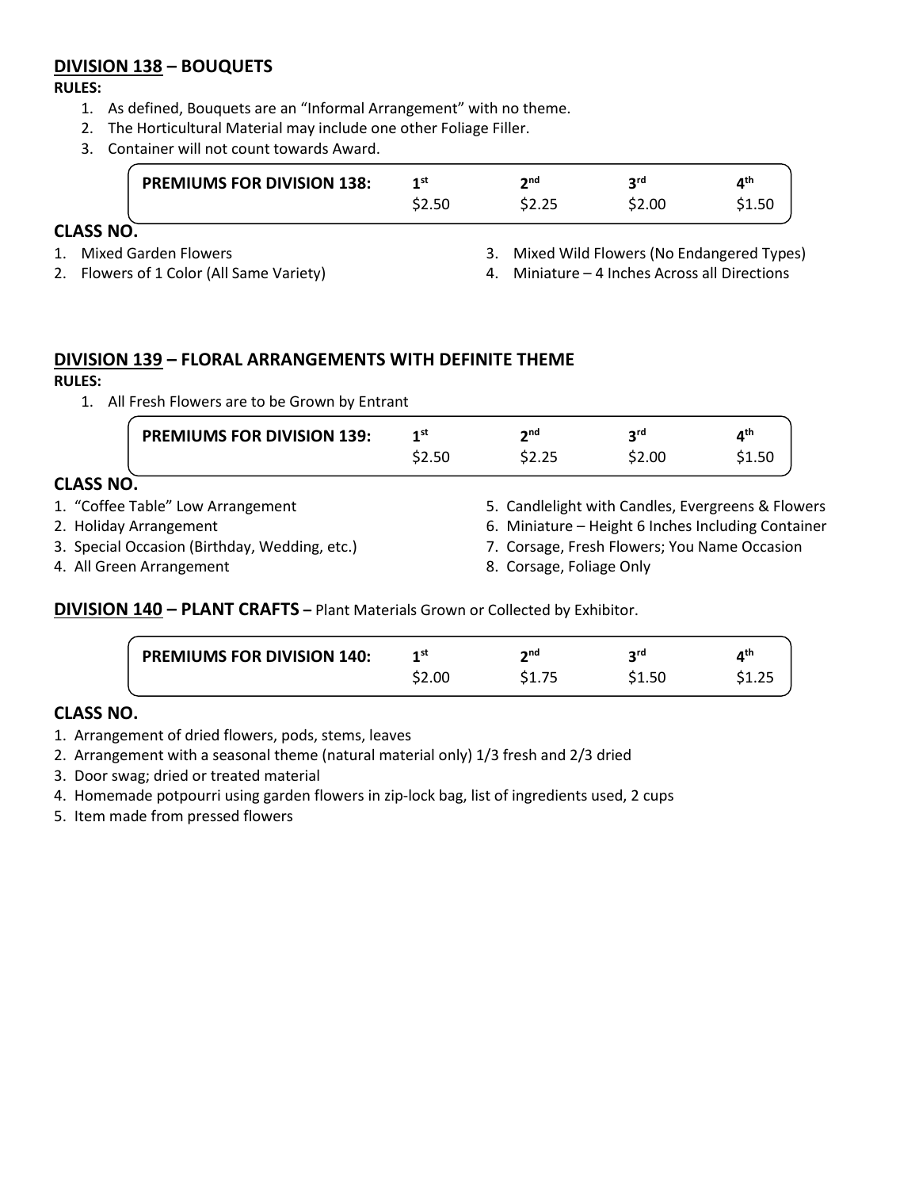## **DIVISION 138 – BOUQUETS**

**RULES:**

1. As defined, Bouquets are an "Informal Arrangement" with no theme.
2. The Horticultural Material may include one other Foliage Filler.
3. Container will not count towards Award.

| PREMIUMS FOR DIVISION 138: | 1st | 2nd | 3rd | 4th |
|---|---|---|---|---|
| | $2.50 | $2.25 | $2.00 | $1.50 |

### CLASS NO.

1. Mixed Garden Flowers
2. Flowers of 1 Color (All Same Variety)
3. Mixed Wild Flowers (No Endangered Types)
4. Miniature – 4 Inches Across all Directions

## **DIVISION 139 – FLORAL ARRANGEMENTS WITH DEFINITE THEME**

**RULES:**

1. All Fresh Flowers are to be Grown by Entrant

| PREMIUMS FOR DIVISION 139: | 1st | 2nd | 3rd | 4th |
|---|---|---|---|---|
| | $2.50 | $2.25 | $2.00 | $1.50 |

### CLASS NO.

1. "Coffee Table" Low Arrangement
2. Holiday Arrangement
3. Special Occasion (Birthday, Wedding, etc.)
4. All Green Arrangement
5. Candlelight with Candles, Evergreens & Flowers
6. Miniature – Height 6 Inches Including Container
7. Corsage, Fresh Flowers; You Name Occasion
8. Corsage, Foliage Only

## **DIVISION 140 – PLANT CRAFTS** – Plant Materials Grown or Collected by Exhibitor.

| PREMIUMS FOR DIVISION 140: | 1st | 2nd | 3rd | 4th |
|---|---|---|---|---|
| | $2.00 | $1.75 | $1.50 | $1.25 |

### CLASS NO.

1. Arrangement of dried flowers, pods, stems, leaves
2. Arrangement with a seasonal theme (natural material only) 1/3 fresh and 2/3 dried
3. Door swag; dried or treated material
4. Homemade potpourri using garden flowers in zip-lock bag, list of ingredients used, 2 cups
5. Item made from pressed flowers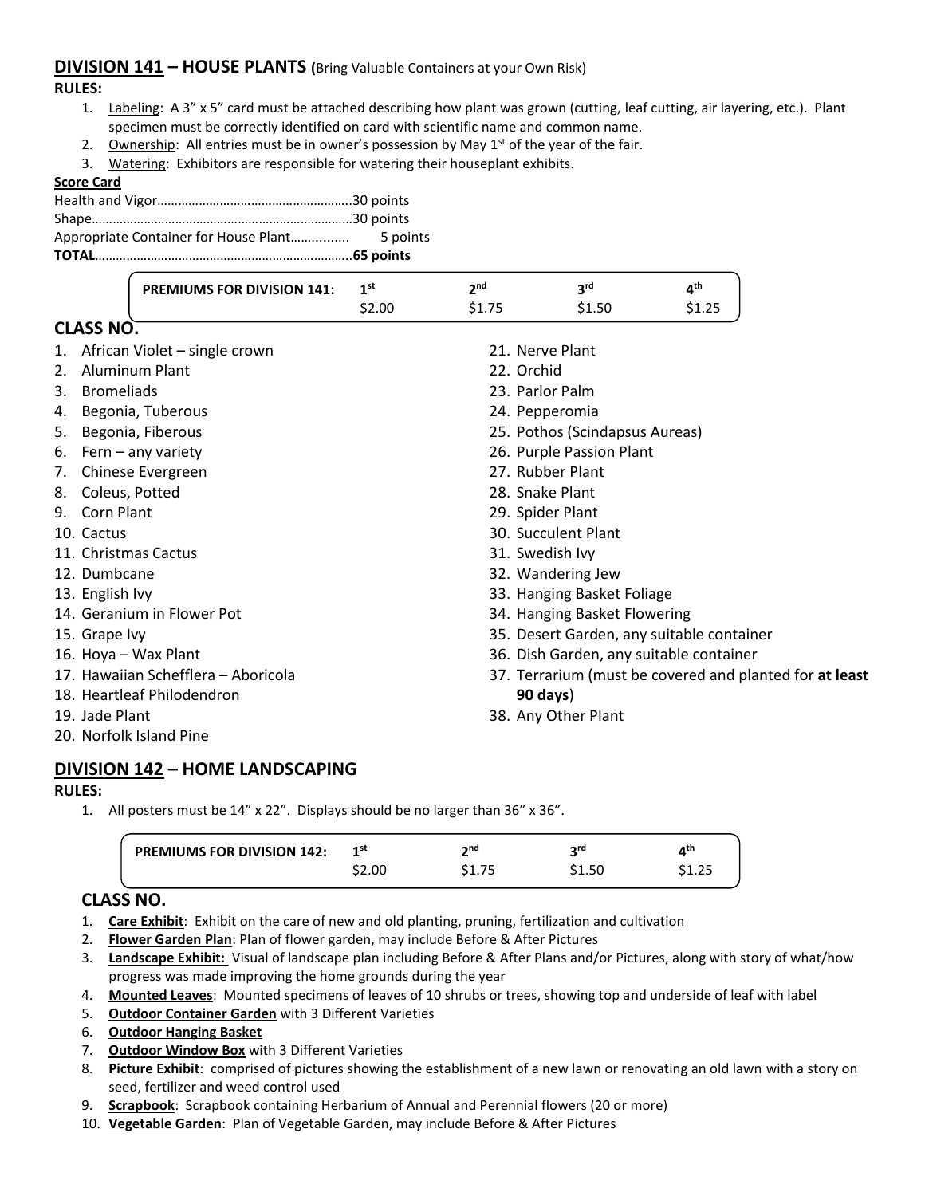## **DIVISION 141** – HOUSE PLANTS (Bring Valuable Containers at your Own Risk)

**RULES:**

1. Labeling: A 3" x 5" card must be attached describing how plant was grown (cutting, leaf cutting, air layering, etc.). Plant specimen must be correctly identified on card with scientific name and common name.
2. Ownership: All entries must be in owner's possession by May 1st of the year of the fair.
3. Watering: Exhibitors are responsible for watering their houseplant exhibits.

**Score Card**

Health and Vigor……………………………………………….30 points
Shape………………………………………………………………30 points
Appropriate Container for House Plant…….......... 5 points
**TOTAL**……………………………………………………………..**65 points**

| PREMIUMS FOR DIVISION 141: | 1st | 2nd | 3rd | 4th |
|---|---|---|---|---|
| | $2.00 | $1.75 | $1.50 | $1.25 |

### CLASS NO.

1. African Violet – single crown
2. Aluminum Plant
3. Bromeliads
4. Begonia, Tuberous
5. Begonia, Fiberous
6. Fern – any variety
7. Chinese Evergreen
8. Coleus, Potted
9. Corn Plant
10. Cactus
11. Christmas Cactus
12. Dumbcane
13. English Ivy
14. Geranium in Flower Pot
15. Grape Ivy
16. Hoya – Wax Plant
17. Hawaiian Schefflera – Aboricola
18. Heartleaf Philodendron
19. Jade Plant
20. Norfolk Island Pine
21. Nerve Plant
22. Orchid
23. Parlor Palm
24. Pepperomia
25. Pothos (Scindapsus Aureas)
26. Purple Passion Plant
27. Rubber Plant
28. Snake Plant
29. Spider Plant
30. Succulent Plant
31. Swedish Ivy
32. Wandering Jew
33. Hanging Basket Foliage
34. Hanging Basket Flowering
35. Desert Garden, any suitable container
36. Dish Garden, any suitable container
37. Terrarium (must be covered and planted for **at least 90 days**)
38. Any Other Plant

## **DIVISION 142** – HOME LANDSCAPING

**RULES:**

1. All posters must be 14" x 22". Displays should be no larger than 36" x 36".

| PREMIUMS FOR DIVISION 142: | 1st | 2nd | 3rd | 4th |
|---|---|---|---|---|
| | $2.00 | $1.75 | $1.50 | $1.25 |

### CLASS NO.

1. **Care Exhibit**: Exhibit on the care of new and old planting, pruning, fertilization and cultivation
2. **Flower Garden Plan**: Plan of flower garden, may include Before & After Pictures
3. **Landscape Exhibit:** Visual of landscape plan including Before & After Plans and/or Pictures, along with story of what/how progress was made improving the home grounds during the year
4. **Mounted Leaves**: Mounted specimens of leaves of 10 shrubs or trees, showing top and underside of leaf with label
5. **Outdoor Container Garden** with 3 Different Varieties
6. **Outdoor Hanging Basket**
7. **Outdoor Window Box** with 3 Different Varieties
8. **Picture Exhibit**: comprised of pictures showing the establishment of a new lawn or renovating an old lawn with a story on seed, fertilizer and weed control used
9. **Scrapbook**: Scrapbook containing Herbarium of Annual and Perennial flowers (20 or more)
10. **Vegetable Garden**: Plan of Vegetable Garden, may include Before & After Pictures